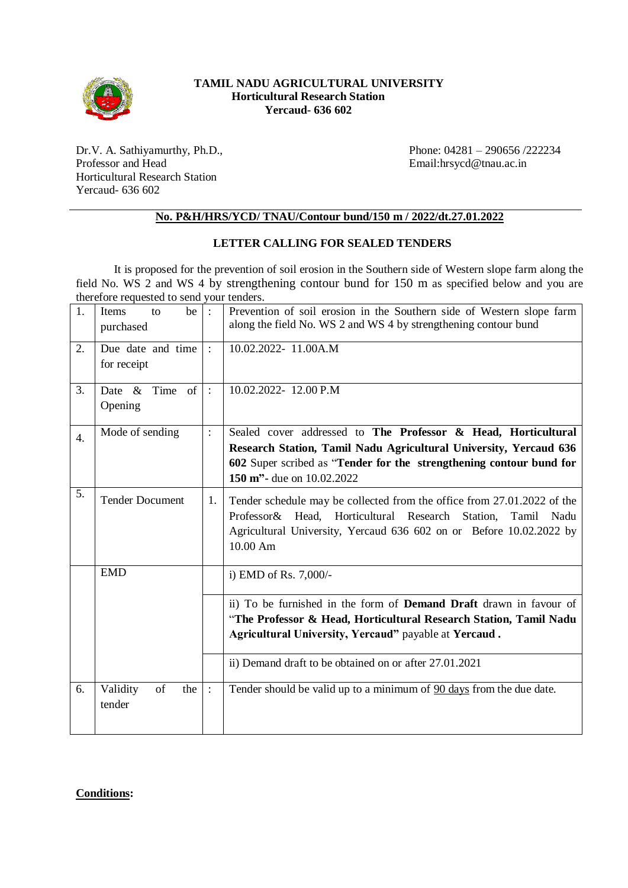**TAMIL NADU AGRICULTURAL UNIVERSITY**
**Horticultural Research Station**
**Yercaud- 636 602**

Dr.V. A. Sathiyamurthy, Ph.D.,
Professor and Head
Horticultural Research Station
Yercaud- 636 602

Phone: 04281 – 290656 /222234
Email:hrsycd@tnau.ac.in

**No. P&H/HRS/YCD/ TNAU/Contour bund/150 m / 2022/dt.27.01.2022**

**LETTER CALLING FOR SEALED TENDERS**

It is proposed for the prevention of soil erosion in the Southern side of Western slope farm along the field No. WS 2 and WS 4 by strengthening contour bund for 150 m as specified below and you are therefore requested to send your tenders.

| | | | |
|---|---|---|---|
| 1. | Items to be purchased | : | Prevention of soil erosion in the Southern side of Western slope farm along the field No. WS 2 and WS 4 by strengthening contour bund |
| 2. | Due date and time for receipt | : | 10.02.2022- 11.00A.M |
| 3. | Date & Time of Opening | : | 10.02.2022- 12.00 P.M |
| 4. | Mode of sending | : | Sealed cover addressed to **The Professor & Head, Horticultural Research Station, Tamil Nadu Agricultural University, Yercaud 636 602** Super scribed as "**Tender for the strengthening contour bund for 150 m"**- due on 10.02.2022 |
| 5. | Tender Document | 1. | Tender schedule may be collected from the office from 27.01.2022 of the Professor& Head, Horticultural Research Station, Tamil Nadu Agricultural University, Yercaud 636 602 on or Before 10.02.2022 by 10.00 Am |
| | EMD | | i) EMD of Rs. 7,000/- |
| | | | ii) To be furnished in the form of **Demand Draft** drawn in favour of "**The Professor & Head, Horticultural Research Station, Tamil Nadu Agricultural University, Yercaud"** payable at **Yercaud .** |
| | | | ii) Demand draft to be obtained on or after 27.01.2021 |
| 6. | Validity of the tender | : | Tender should be valid up to a minimum of 90 days from the due date. |

**Conditions:**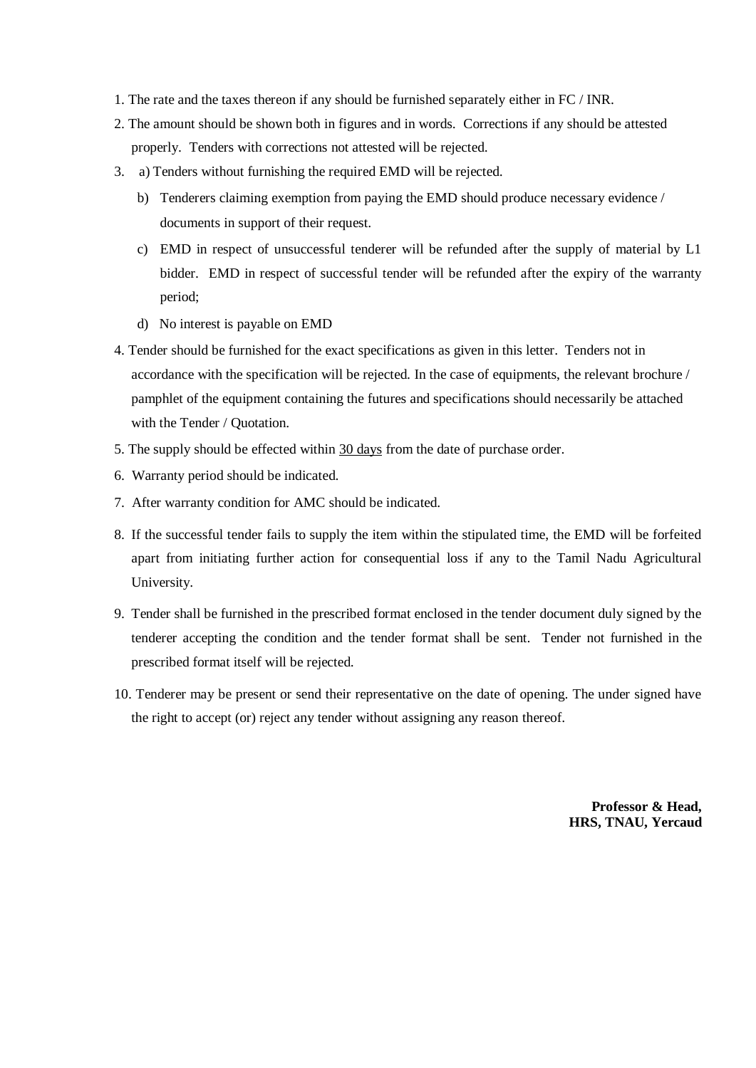1. The rate and the taxes thereon if any should be furnished separately either in FC / INR.
2. The amount should be shown both in figures and in words. Corrections if any should be attested properly. Tenders with corrections not attested will be rejected.
3. a) Tenders without furnishing the required EMD will be rejected.
   b) Tenderers claiming exemption from paying the EMD should produce necessary evidence / documents in support of their request.
   c) EMD in respect of unsuccessful tenderer will be refunded after the supply of material by L1 bidder. EMD in respect of successful tender will be refunded after the expiry of the warranty period;
   d) No interest is payable on EMD
4. Tender should be furnished for the exact specifications as given in this letter. Tenders not in accordance with the specification will be rejected. In the case of equipments, the relevant brochure / pamphlet of the equipment containing the futures and specifications should necessarily be attached with the Tender / Quotation.
5. The supply should be effected within <u>30 days</u> from the date of purchase order.
6. Warranty period should be indicated.
7. After warranty condition for AMC should be indicated.
8. If the successful tender fails to supply the item within the stipulated time, the EMD will be forfeited apart from initiating further action for consequential loss if any to the Tamil Nadu Agricultural University.
9. Tender shall be furnished in the prescribed format enclosed in the tender document duly signed by the tenderer accepting the condition and the tender format shall be sent. Tender not furnished in the prescribed format itself will be rejected.
10. Tenderer may be present or send their representative on the date of opening. The under signed have the right to accept (or) reject any tender without assigning any reason thereof.

**Professor & Head,**
**HRS, TNAU, Yercaud**